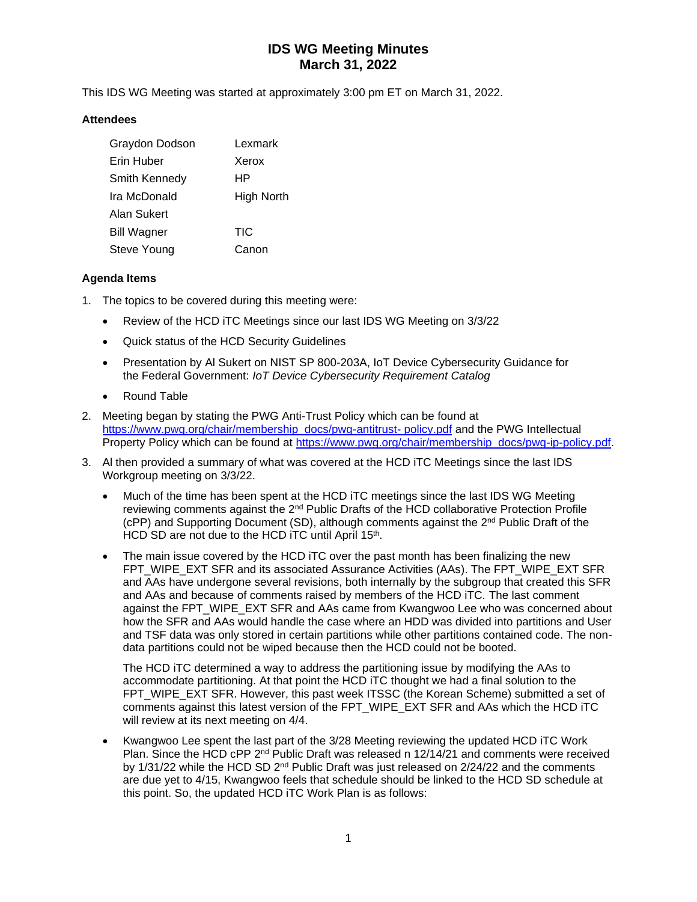# IDS WG Meeting Minutes
# March 31, 2022

This IDS WG Meeting was started at approximately 3:00 pm ET on March 31, 2022.

**Attendees**

| | |
|---|---|
| Graydon Dodson | Lexmark |
| Erin Huber | Xerox |
| Smith Kennedy | HP |
| Ira McDonald | High North |
| Alan Sukert | |
| Bill Wagner | TIC |
| Steve Young | Canon |

**Agenda Items**

1. The topics to be covered during this meeting were:
   - Review of the HCD iTC Meetings since our last IDS WG Meeting on 3/3/22
   - Quick status of the HCD Security Guidelines
   - Presentation by Al Sukert on NIST SP 800-203A, IoT Device Cybersecurity Guidance for the Federal Government: *IoT Device Cybersecurity Requirement Catalog*
   - Round Table
2. Meeting began by stating the PWG Anti-Trust Policy which can be found at https://www.pwg.org/chair/membership_docs/pwg-antitrust- policy.pdf and the PWG Intellectual Property Policy which can be found at https://www.pwg.org/chair/membership_docs/pwg-ip-policy.pdf.
3. Al then provided a summary of what was covered at the HCD iTC Meetings since the last IDS Workgroup meeting on 3/3/22.
   - Much of the time has been spent at the HCD iTC meetings since the last IDS WG Meeting reviewing comments against the 2nd Public Drafts of the HCD collaborative Protection Profile (cPP) and Supporting Document (SD), although comments against the 2nd Public Draft of the HCD SD are not due to the HCD iTC until April 15th.
   - The main issue covered by the HCD iTC over the past month has been finalizing the new FPT_WIPE_EXT SFR and its associated Assurance Activities (AAs). The FPT_WIPE_EXT SFR and AAs have undergone several revisions, both internally by the subgroup that created this SFR and AAs and because of comments raised by members of the HCD iTC. The last comment against the FPT_WIPE_EXT SFR and AAs came from Kwangwoo Lee who was concerned about how the SFR and AAs would handle the case where an HDD was divided into partitions and User and TSF data was only stored in certain partitions while other partitions contained code. The non-data partitions could not be wiped because then the HCD could not be booted.

     The HCD iTC determined a way to address the partitioning issue by modifying the AAs to accommodate partitioning. At that point the HCD iTC thought we had a final solution to the FPT_WIPE_EXT SFR. However, this past week ITSSC (the Korean Scheme) submitted a set of comments against this latest version of the FPT_WIPE_EXT SFR and AAs which the HCD iTC will review at its next meeting on 4/4.
   - Kwangwoo Lee spent the last part of the 3/28 Meeting reviewing the updated HCD iTC Work Plan. Since the HCD cPP 2nd Public Draft was released n 12/14/21 and comments were received by 1/31/22 while the HCD SD 2nd Public Draft was just released on 2/24/22 and the comments are due yet to 4/15, Kwangwoo feels that schedule should be linked to the HCD SD schedule at this point. So, the updated HCD iTC Work Plan is as follows: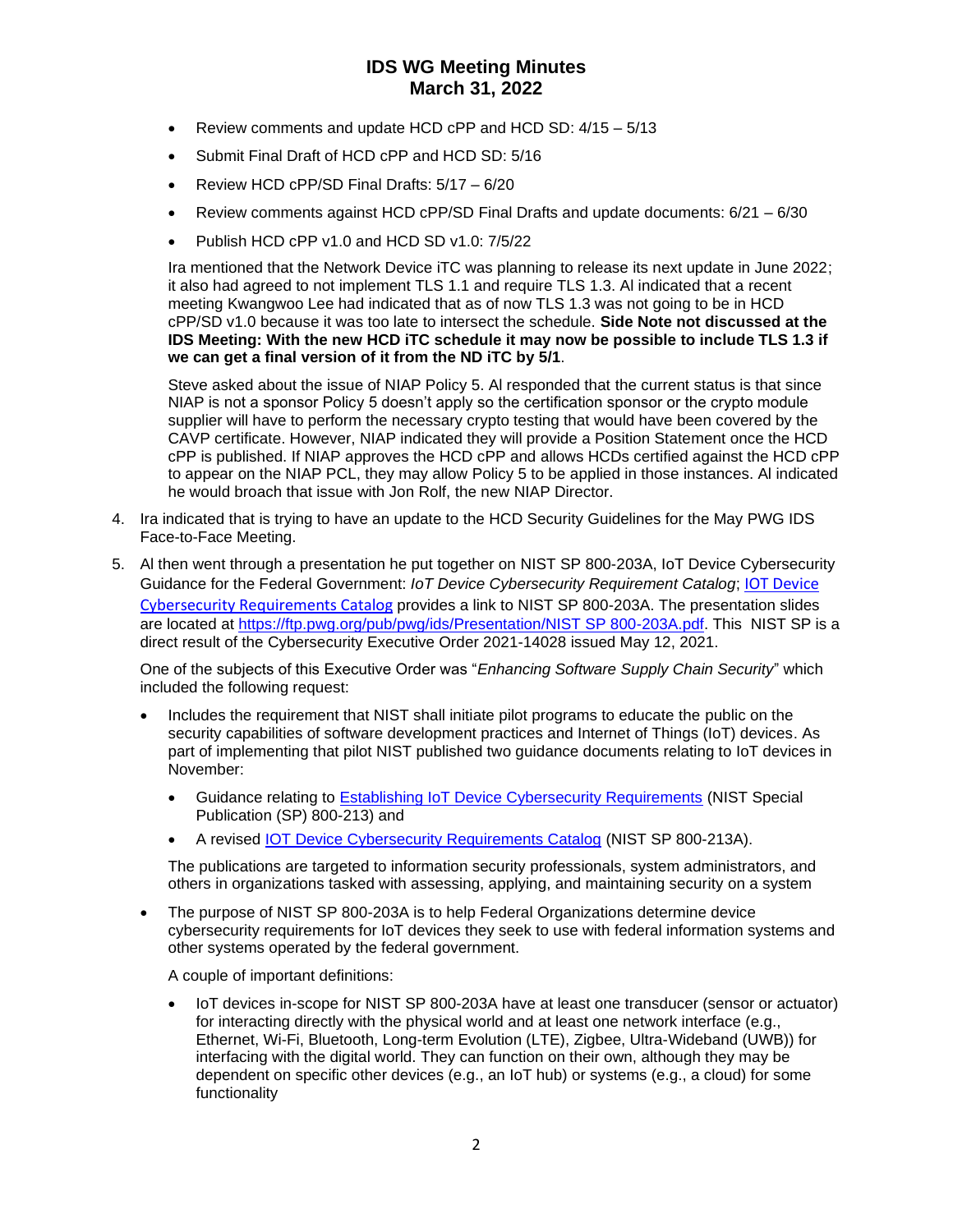- Review comments and update HCD cPP and HCD SD: 4/15 – 5/13
- Submit Final Draft of HCD cPP and HCD SD: 5/16
- Review HCD cPP/SD Final Drafts: 5/17 – 6/20
- Review comments against HCD cPP/SD Final Drafts and update documents: 6/21 – 6/30
- Publish HCD cPP v1.0 and HCD SD v1.0: 7/5/22

  Ira mentioned that the Network Device iTC was planning to release its next update in June 2022; it also had agreed to not implement TLS 1.1 and require TLS 1.3. Al indicated that a recent meeting Kwangwoo Lee had indicated that as of now TLS 1.3 was not going to be in HCD cPP/SD v1.0 because it was too late to intersect the schedule. **Side Note not discussed at the IDS Meeting: With the new HCD iTC schedule it may now be possible to include TLS 1.3 if we can get a final version of it from the ND iTC by 5/1**.

  Steve asked about the issue of NIAP Policy 5. Al responded that the current status is that since NIAP is not a sponsor Policy 5 doesn't apply so the certification sponsor or the crypto module supplier will have to perform the necessary crypto testing that would have been covered by the CAVP certificate. However, NIAP indicated they will provide a Position Statement once the HCD cPP is published. If NIAP approves the HCD cPP and allows HCDs certified against the HCD cPP to appear on the NIAP PCL, they may allow Policy 5 to be applied in those instances. Al indicated he would broach that issue with Jon Rolf, the new NIAP Director.

4. Ira indicated that is trying to have an update to the HCD Security Guidelines for the May PWG IDS Face-to-Face Meeting.

5. Al then went through a presentation he put together on NIST SP 800-203A, IoT Device Cybersecurity Guidance for the Federal Government: *IoT Device Cybersecurity Requirement Catalog*; IOT Device Cybersecurity Requirements Catalog provides a link to NIST SP 800-203A. The presentation slides are located at https://ftp.pwg.org/pub/pwg/ids/Presentation/NIST SP 800-203A.pdf. This NIST SP is a direct result of the Cybersecurity Executive Order 2021-14028 issued May 12, 2021.

   One of the subjects of this Executive Order was "*Enhancing Software Supply Chain Security*" which included the following request:

   - Includes the requirement that NIST shall initiate pilot programs to educate the public on the security capabilities of software development practices and Internet of Things (IoT) devices. As part of implementing that pilot NIST published two guidance documents relating to IoT devices in November:
     - Guidance relating to Establishing IoT Device Cybersecurity Requirements (NIST Special Publication (SP) 800-213) and
     - A revised IOT Device Cybersecurity Requirements Catalog (NIST SP 800-213A).

     The publications are targeted to information security professionals, system administrators, and others in organizations tasked with assessing, applying, and maintaining security on a system

   - The purpose of NIST SP 800-203A is to help Federal Organizations determine device cybersecurity requirements for IoT devices they seek to use with federal information systems and other systems operated by the federal government.

     A couple of important definitions:

     - IoT devices in-scope for NIST SP 800-203A have at least one transducer (sensor or actuator) for interacting directly with the physical world and at least one network interface (e.g., Ethernet, Wi-Fi, Bluetooth, Long-term Evolution (LTE), Zigbee, Ultra-Wideband (UWB)) for interfacing with the digital world. They can function on their own, although they may be dependent on specific other devices (e.g., an IoT hub) or systems (e.g., a cloud) for some functionality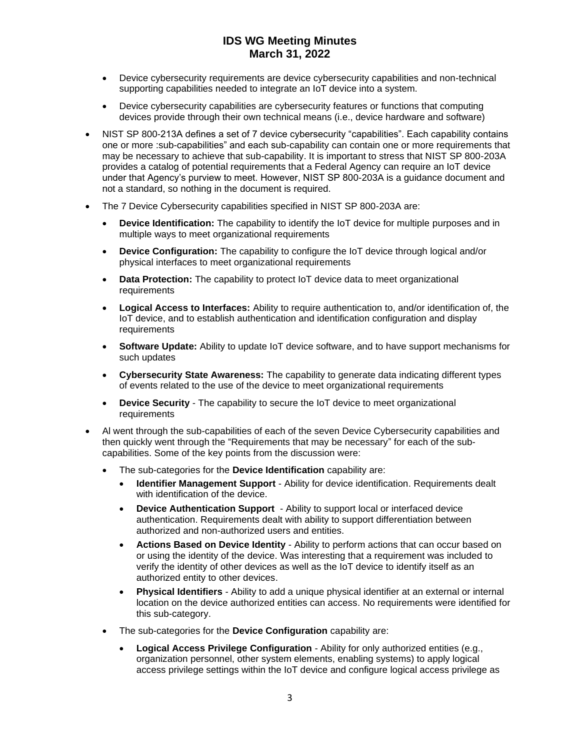- Device cybersecurity requirements are device cybersecurity capabilities and non-technical supporting capabilities needed to integrate an IoT device into a system.
- Device cybersecurity capabilities are cybersecurity features or functions that computing devices provide through their own technical means (i.e., device hardware and software)

- NIST SP 800-213A defines a set of 7 device cybersecurity "capabilities". Each capability contains one or more :sub-capabilities" and each sub-capability can contain one or more requirements that may be necessary to achieve that sub-capability. It is important to stress that NIST SP 800-203A provides a catalog of potential requirements that a Federal Agency can require an IoT device under that Agency's purview to meet. However, NIST SP 800-203A is a guidance document and not a standard, so nothing in the document is required.
- The 7 Device Cybersecurity capabilities specified in NIST SP 800-203A are:
  - **Device Identification:** The capability to identify the IoT device for multiple purposes and in multiple ways to meet organizational requirements
  - **Device Configuration:** The capability to configure the IoT device through logical and/or physical interfaces to meet organizational requirements
  - **Data Protection:** The capability to protect IoT device data to meet organizational requirements
  - **Logical Access to Interfaces:** Ability to require authentication to, and/or identification of, the IoT device, and to establish authentication and identification configuration and display requirements
  - **Software Update:** Ability to update IoT device software, and to have support mechanisms for such updates
  - **Cybersecurity State Awareness:** The capability to generate data indicating different types of events related to the use of the device to meet organizational requirements
  - **Device Security** - The capability to secure the IoT device to meet organizational requirements
- Al went through the sub-capabilities of each of the seven Device Cybersecurity capabilities and then quickly went through the "Requirements that may be necessary" for each of the sub-capabilities. Some of the key points from the discussion were:
  - The sub-categories for the **Device Identification** capability are:
    - **Identifier Management Support** - Ability for device identification. Requirements dealt with identification of the device.
    - **Device Authentication Support** - Ability to support local or interfaced device authentication. Requirements dealt with ability to support differentiation between authorized and non-authorized users and entities.
    - **Actions Based on Device Identity** - Ability to perform actions that can occur based on or using the identity of the device. Was interesting that a requirement was included to verify the identity of other devices as well as the IoT device to identify itself as an authorized entity to other devices.
    - **Physical Identifiers** - Ability to add a unique physical identifier at an external or internal location on the device authorized entities can access. No requirements were identified for this sub-category.
  - The sub-categories for the **Device Configuration** capability are:
    - **Logical Access Privilege Configuration** - Ability for only authorized entities (e.g., organization personnel, other system elements, enabling systems) to apply logical access privilege settings within the IoT device and configure logical access privilege as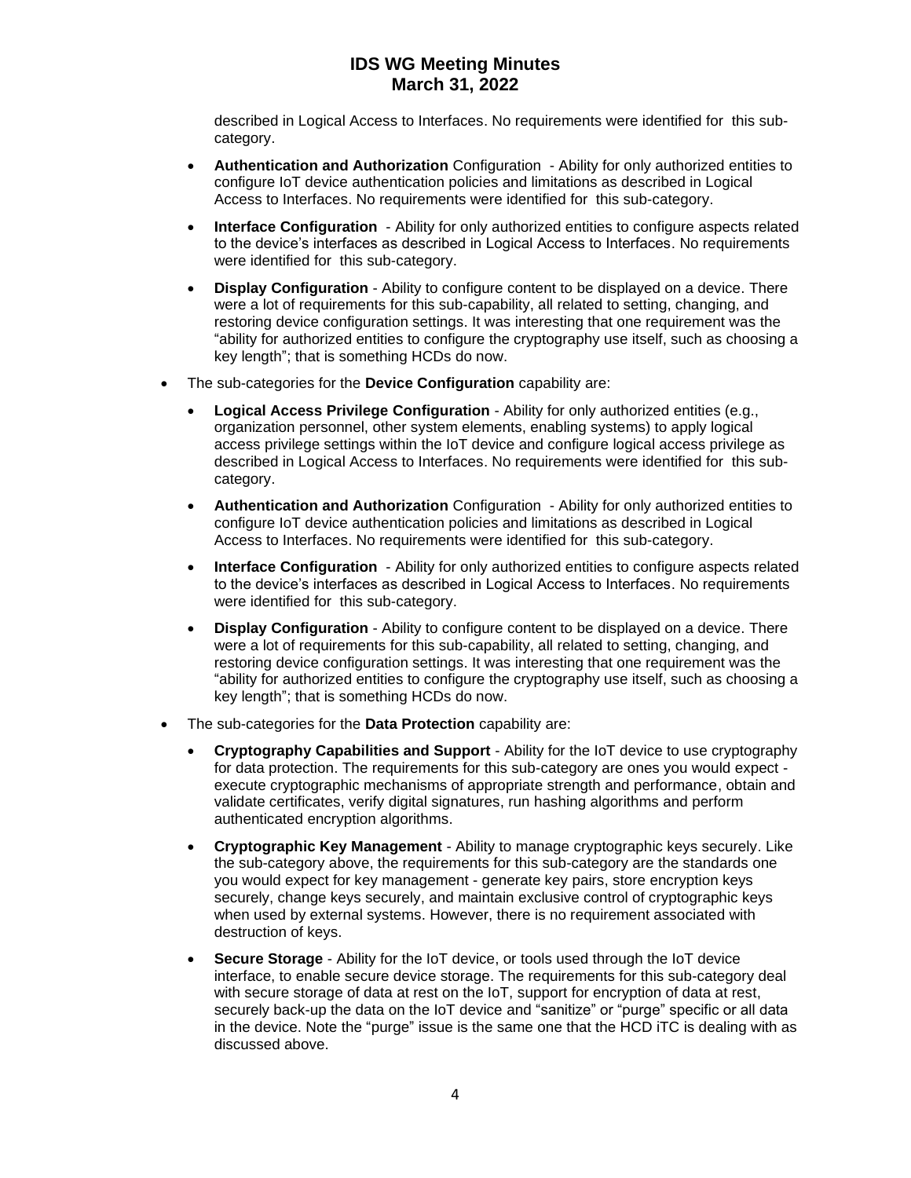described in Logical Access to Interfaces. No requirements were identified for this sub-category.

- **Authentication and Authorization** Configuration - Ability for only authorized entities to configure IoT device authentication policies and limitations as described in Logical Access to Interfaces. No requirements were identified for this sub-category.
- **Interface Configuration** - Ability for only authorized entities to configure aspects related to the device's interfaces as described in Logical Access to Interfaces. No requirements were identified for this sub-category.
- **Display Configuration** - Ability to configure content to be displayed on a device. There were a lot of requirements for this sub-capability, all related to setting, changing, and restoring device configuration settings. It was interesting that one requirement was the "ability for authorized entities to configure the cryptography use itself, such as choosing a key length"; that is something HCDs do now.

- The sub-categories for the **Device Configuration** capability are:
    - **Logical Access Privilege Configuration** - Ability for only authorized entities (e.g., organization personnel, other system elements, enabling systems) to apply logical access privilege settings within the IoT device and configure logical access privilege as described in Logical Access to Interfaces. No requirements were identified for this sub-category.
    - **Authentication and Authorization** Configuration - Ability for only authorized entities to configure IoT device authentication policies and limitations as described in Logical Access to Interfaces. No requirements were identified for this sub-category.
    - **Interface Configuration** - Ability for only authorized entities to configure aspects related to the device's interfaces as described in Logical Access to Interfaces. No requirements were identified for this sub-category.
    - **Display Configuration** - Ability to configure content to be displayed on a device. There were a lot of requirements for this sub-capability, all related to setting, changing, and restoring device configuration settings. It was interesting that one requirement was the "ability for authorized entities to configure the cryptography use itself, such as choosing a key length"; that is something HCDs do now.

- The sub-categories for the **Data Protection** capability are:
    - **Cryptography Capabilities and Support** - Ability for the IoT device to use cryptography for data protection. The requirements for this sub-category are ones you would expect - execute cryptographic mechanisms of appropriate strength and performance, obtain and validate certificates, verify digital signatures, run hashing algorithms and perform authenticated encryption algorithms.
    - **Cryptographic Key Management** - Ability to manage cryptographic keys securely. Like the sub-category above, the requirements for this sub-category are the standards one you would expect for key management - generate key pairs, store encryption keys securely, change keys securely, and maintain exclusive control of cryptographic keys when used by external systems. However, there is no requirement associated with destruction of keys.
    - **Secure Storage** - Ability for the IoT device, or tools used through the IoT device interface, to enable secure device storage. The requirements for this sub-category deal with secure storage of data at rest on the IoT, support for encryption of data at rest, securely back-up the data on the IoT device and "sanitize" or "purge" specific or all data in the device. Note the "purge" issue is the same one that the HCD iTC is dealing with as discussed above.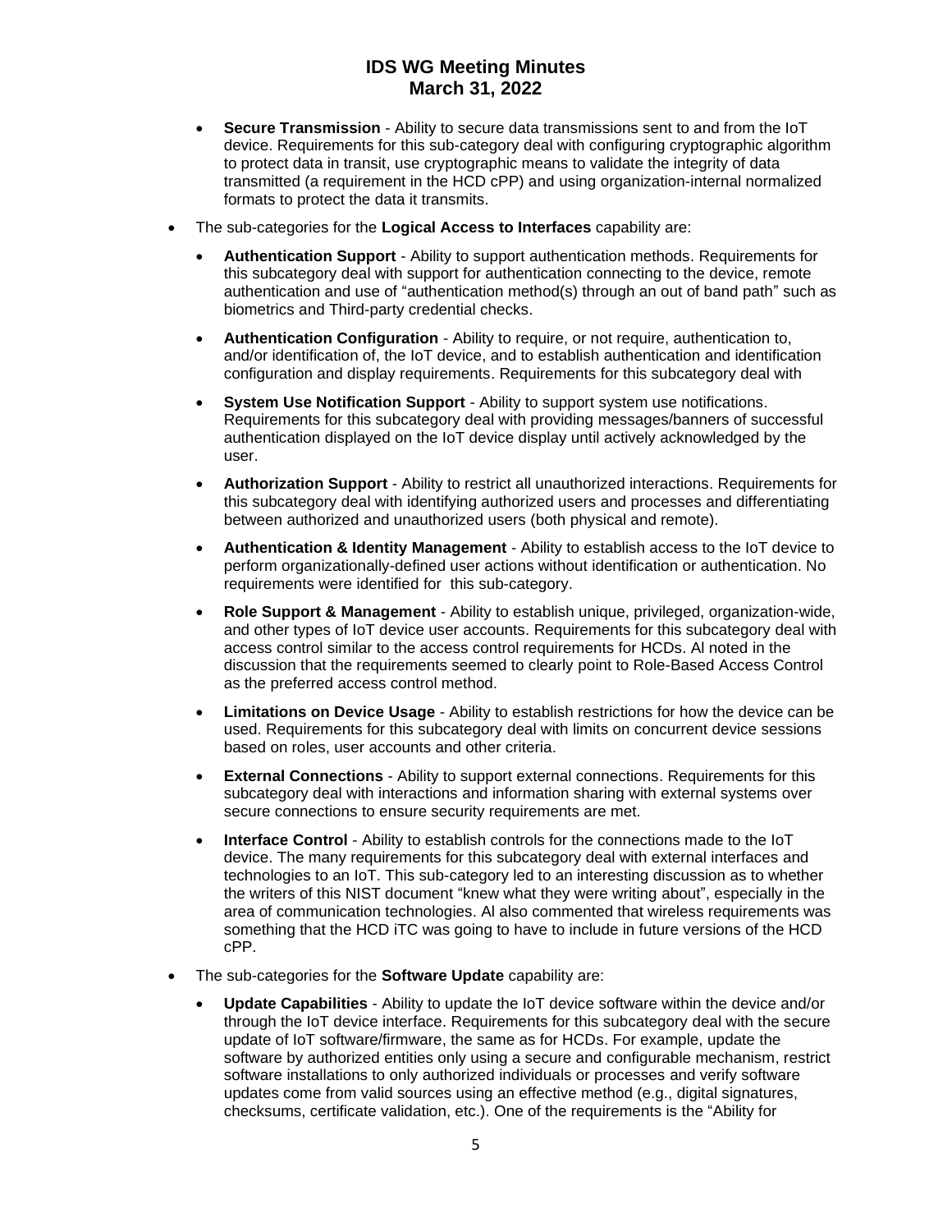- **Secure Transmission** - Ability to secure data transmissions sent to and from the IoT device. Requirements for this sub-category deal with configuring cryptographic algorithm to protect data in transit, use cryptographic means to validate the integrity of data transmitted (a requirement in the HCD cPP) and using organization-internal normalized formats to protect the data it transmits.

- The sub-categories for the **Logical Access to Interfaces** capability are:

  - **Authentication Support** - Ability to support authentication methods. Requirements for this subcategory deal with support for authentication connecting to the device, remote authentication and use of "authentication method(s) through an out of band path" such as biometrics and Third-party credential checks.

  - **Authentication Configuration** - Ability to require, or not require, authentication to, and/or identification of, the IoT device, and to establish authentication and identification configuration and display requirements. Requirements for this subcategory deal with

  - **System Use Notification Support** - Ability to support system use notifications. Requirements for this subcategory deal with providing messages/banners of successful authentication displayed on the IoT device display until actively acknowledged by the user.

  - **Authorization Support** - Ability to restrict all unauthorized interactions. Requirements for this subcategory deal with identifying authorized users and processes and differentiating between authorized and unauthorized users (both physical and remote).

  - **Authentication & Identity Management** - Ability to establish access to the IoT device to perform organizationally-defined user actions without identification or authentication. No requirements were identified for this sub-category.

  - **Role Support & Management** - Ability to establish unique, privileged, organization-wide, and other types of IoT device user accounts. Requirements for this subcategory deal with access control similar to the access control requirements for HCDs. Al noted in the discussion that the requirements seemed to clearly point to Role-Based Access Control as the preferred access control method.

  - **Limitations on Device Usage** - Ability to establish restrictions for how the device can be used. Requirements for this subcategory deal with limits on concurrent device sessions based on roles, user accounts and other criteria.

  - **External Connections** - Ability to support external connections. Requirements for this subcategory deal with interactions and information sharing with external systems over secure connections to ensure security requirements are met.

  - **Interface Control** - Ability to establish controls for the connections made to the IoT device. The many requirements for this subcategory deal with external interfaces and technologies to an IoT. This sub-category led to an interesting discussion as to whether the writers of this NIST document "knew what they were writing about", especially in the area of communication technologies. Al also commented that wireless requirements was something that the HCD iTC was going to have to include in future versions of the HCD cPP.

- The sub-categories for the **Software Update** capability are:

  - **Update Capabilities** - Ability to update the IoT device software within the device and/or through the IoT device interface. Requirements for this subcategory deal with the secure update of IoT software/firmware, the same as for HCDs. For example, update the software by authorized entities only using a secure and configurable mechanism, restrict software installations to only authorized individuals or processes and verify software updates come from valid sources using an effective method (e.g., digital signatures, checksums, certificate validation, etc.). One of the requirements is the "Ability for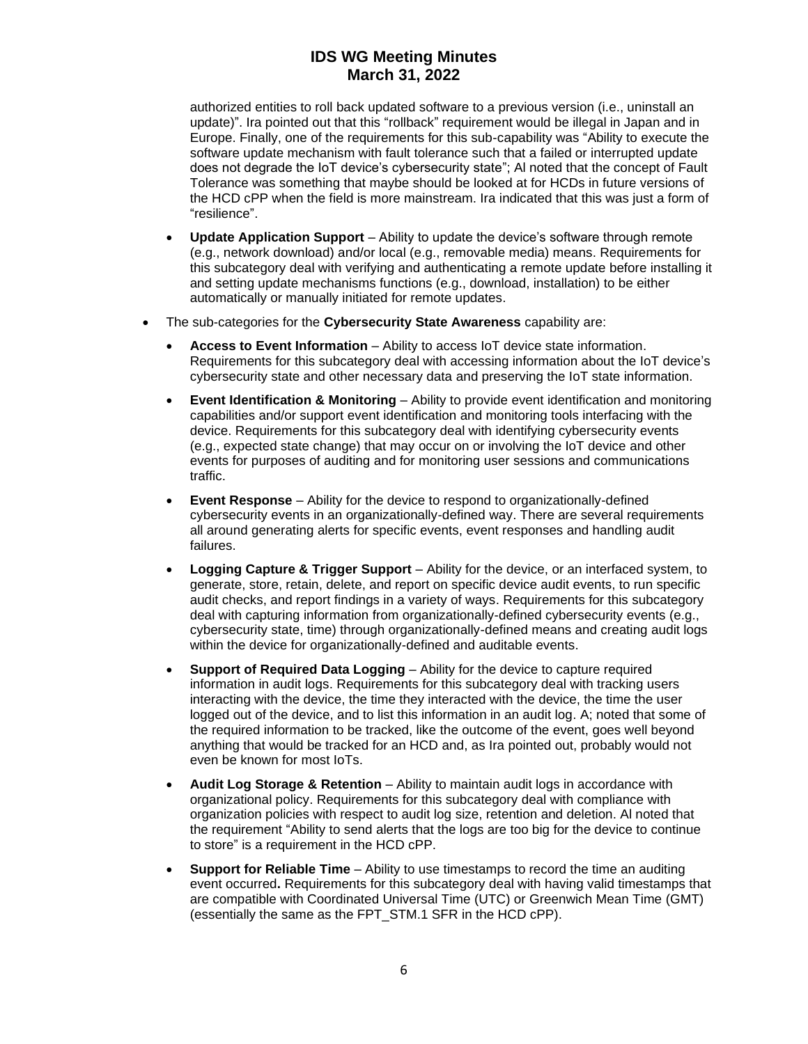authorized entities to roll back updated software to a previous version (i.e., uninstall an update)". Ira pointed out that this "rollback" requirement would be illegal in Japan and in Europe. Finally, one of the requirements for this sub-capability was "Ability to execute the software update mechanism with fault tolerance such that a failed or interrupted update does not degrade the IoT device's cybersecurity state"; Al noted that the concept of Fault Tolerance was something that maybe should be looked at for HCDs in future versions of the HCD cPP when the field is more mainstream. Ira indicated that this was just a form of "resilience".

  - **Update Application Support** – Ability to update the device's software through remote (e.g., network download) and/or local (e.g., removable media) means. Requirements for this subcategory deal with verifying and authenticating a remote update before installing it and setting update mechanisms functions (e.g., download, installation) to be either automatically or manually initiated for remote updates.

- The sub-categories for the **Cybersecurity State Awareness** capability are:
  - **Access to Event Information** – Ability to access IoT device state information. Requirements for this subcategory deal with accessing information about the IoT device's cybersecurity state and other necessary data and preserving the IoT state information.
  - **Event Identification & Monitoring** – Ability to provide event identification and monitoring capabilities and/or support event identification and monitoring tools interfacing with the device. Requirements for this subcategory deal with identifying cybersecurity events (e.g., expected state change) that may occur on or involving the IoT device and other events for purposes of auditing and for monitoring user sessions and communications traffic.
  - **Event Response** – Ability for the device to respond to organizationally-defined cybersecurity events in an organizationally-defined way. There are several requirements all around generating alerts for specific events, event responses and handling audit failures.
  - **Logging Capture & Trigger Support** – Ability for the device, or an interfaced system, to generate, store, retain, delete, and report on specific device audit events, to run specific audit checks, and report findings in a variety of ways. Requirements for this subcategory deal with capturing information from organizationally-defined cybersecurity events (e.g., cybersecurity state, time) through organizationally-defined means and creating audit logs within the device for organizationally-defined and auditable events.
  - **Support of Required Data Logging** – Ability for the device to capture required information in audit logs. Requirements for this subcategory deal with tracking users interacting with the device, the time they interacted with the device, the time the user logged out of the device, and to list this information in an audit log. A; noted that some of the required information to be tracked, like the outcome of the event, goes well beyond anything that would be tracked for an HCD and, as Ira pointed out, probably would not even be known for most IoTs.
  - **Audit Log Storage & Retention** – Ability to maintain audit logs in accordance with organizational policy. Requirements for this subcategory deal with compliance with organization policies with respect to audit log size, retention and deletion. Al noted that the requirement "Ability to send alerts that the logs are too big for the device to continue to store" is a requirement in the HCD cPP.
  - **Support for Reliable Time** – Ability to use timestamps to record the time an auditing event occurred**.** Requirements for this subcategory deal with having valid timestamps that are compatible with Coordinated Universal Time (UTC) or Greenwich Mean Time (GMT) (essentially the same as the FPT_STM.1 SFR in the HCD cPP).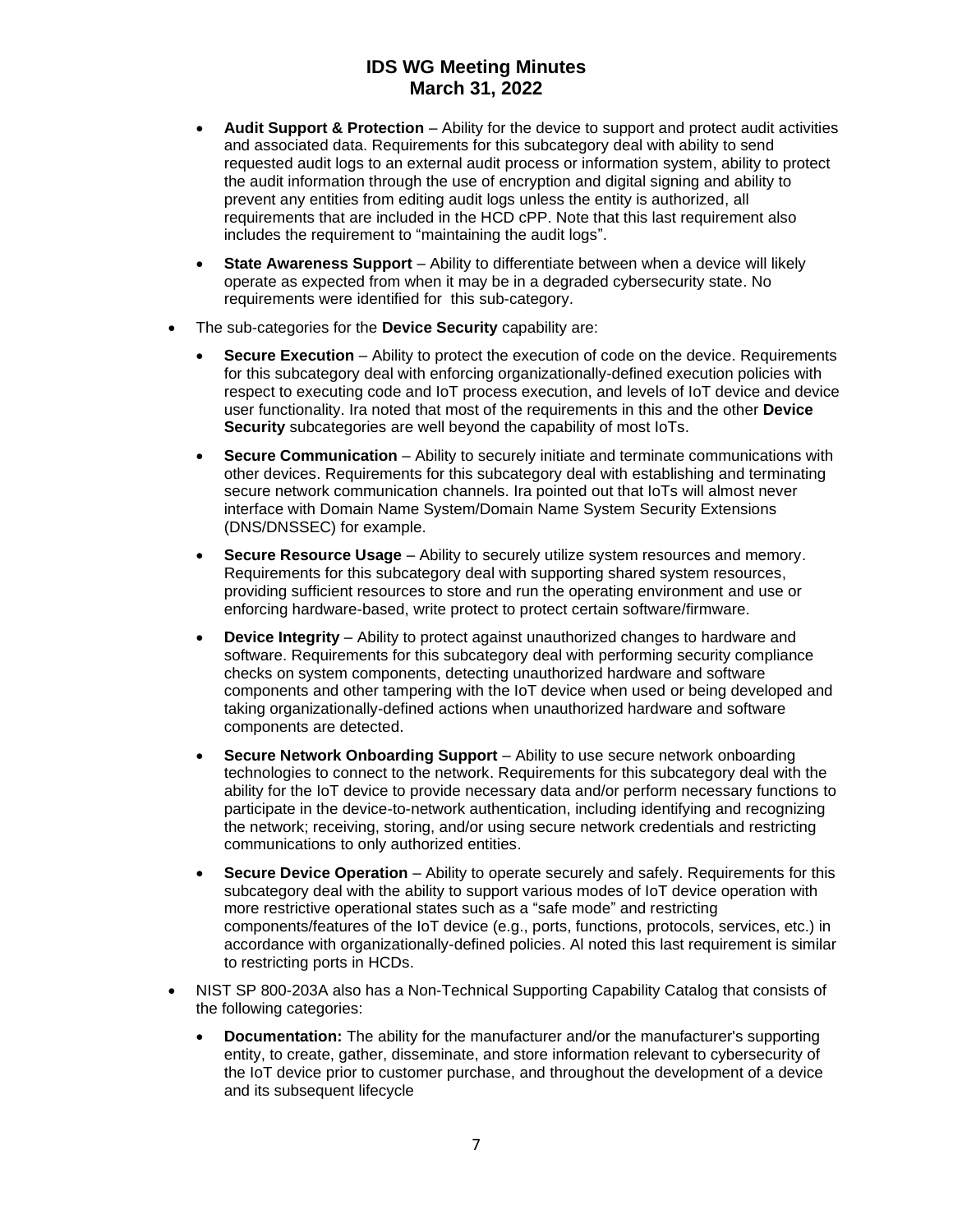- **Audit Support & Protection** – Ability for the device to support and protect audit activities and associated data. Requirements for this subcategory deal with ability to send requested audit logs to an external audit process or information system, ability to protect the audit information through the use of encryption and digital signing and ability to prevent any entities from editing audit logs unless the entity is authorized, all requirements that are included in the HCD cPP. Note that this last requirement also includes the requirement to "maintaining the audit logs".
- **State Awareness Support** – Ability to differentiate between when a device will likely operate as expected from when it may be in a degraded cybersecurity state. No requirements were identified for this sub-category.

- The sub-categories for the **Device Security** capability are:
  - **Secure Execution** – Ability to protect the execution of code on the device. Requirements for this subcategory deal with enforcing organizationally-defined execution policies with respect to executing code and IoT process execution, and levels of IoT device and device user functionality. Ira noted that most of the requirements in this and the other **Device Security** subcategories are well beyond the capability of most IoTs.
  - **Secure Communication** – Ability to securely initiate and terminate communications with other devices. Requirements for this subcategory deal with establishing and terminating secure network communication channels. Ira pointed out that IoTs will almost never interface with Domain Name System/Domain Name System Security Extensions (DNS/DNSSEC) for example.
  - **Secure Resource Usage** – Ability to securely utilize system resources and memory. Requirements for this subcategory deal with supporting shared system resources, providing sufficient resources to store and run the operating environment and use or enforcing hardware-based, write protect to protect certain software/firmware.
  - **Device Integrity** – Ability to protect against unauthorized changes to hardware and software. Requirements for this subcategory deal with performing security compliance checks on system components, detecting unauthorized hardware and software components and other tampering with the IoT device when used or being developed and taking organizationally-defined actions when unauthorized hardware and software components are detected.
  - **Secure Network Onboarding Support** – Ability to use secure network onboarding technologies to connect to the network. Requirements for this subcategory deal with the ability for the IoT device to provide necessary data and/or perform necessary functions to participate in the device-to-network authentication, including identifying and recognizing the network; receiving, storing, and/or using secure network credentials and restricting communications to only authorized entities.
  - **Secure Device Operation** – Ability to operate securely and safely. Requirements for this subcategory deal with the ability to support various modes of IoT device operation with more restrictive operational states such as a "safe mode" and restricting components/features of the IoT device (e.g., ports, functions, protocols, services, etc.) in accordance with organizationally-defined policies. Al noted this last requirement is similar to restricting ports in HCDs.

- NIST SP 800-203A also has a Non-Technical Supporting Capability Catalog that consists of the following categories:
  - **Documentation:** The ability for the manufacturer and/or the manufacturer's supporting entity, to create, gather, disseminate, and store information relevant to cybersecurity of the IoT device prior to customer purchase, and throughout the development of a device and its subsequent lifecycle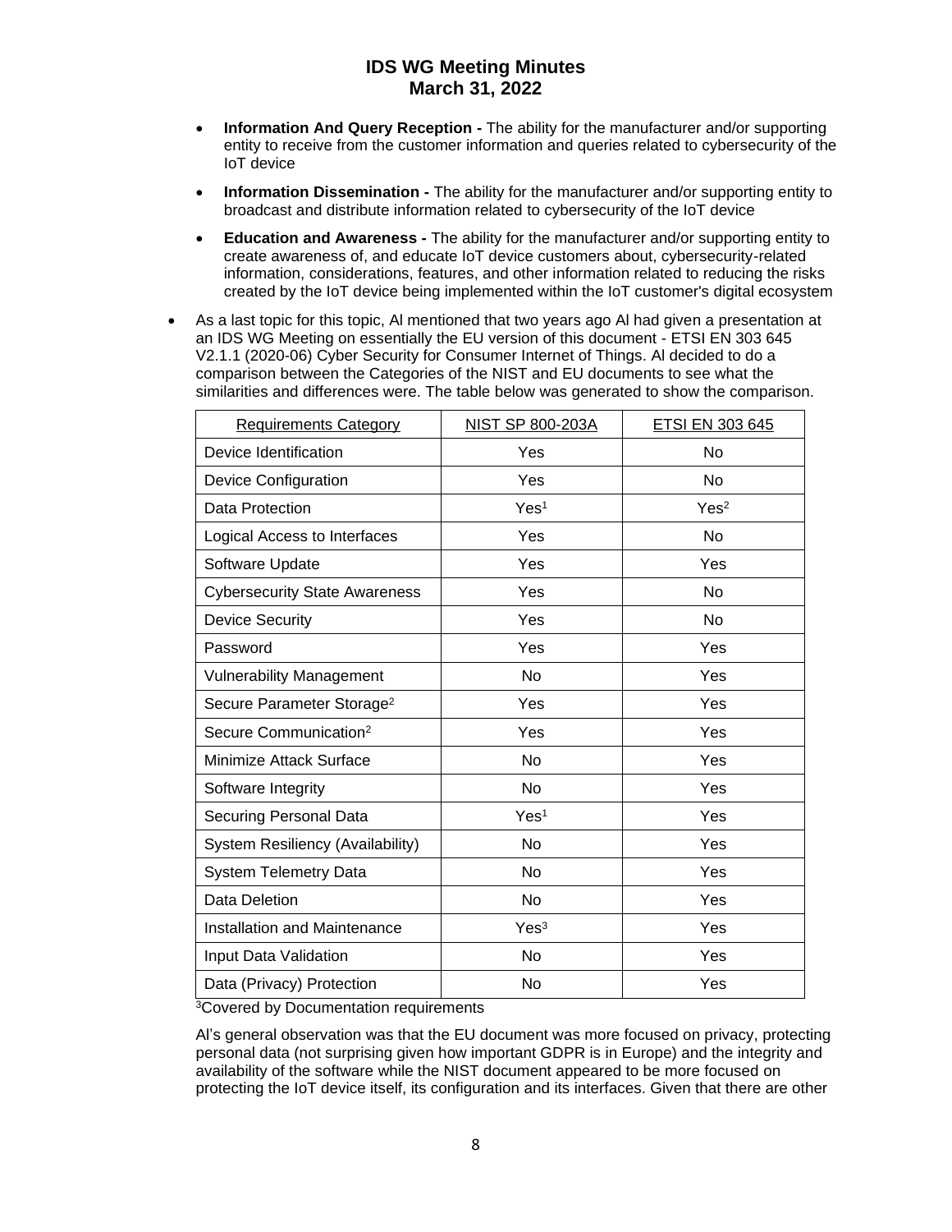- **Information And Query Reception -** The ability for the manufacturer and/or supporting entity to receive from the customer information and queries related to cybersecurity of the IoT device
- **Information Dissemination -** The ability for the manufacturer and/or supporting entity to broadcast and distribute information related to cybersecurity of the IoT device
- **Education and Awareness -** The ability for the manufacturer and/or supporting entity to create awareness of, and educate IoT device customers about, cybersecurity-related information, considerations, features, and other information related to reducing the risks created by the IoT device being implemented within the IoT customer's digital ecosystem

- As a last topic for this topic, Al mentioned that two years ago Al had given a presentation at an IDS WG Meeting on essentially the EU version of this document - ETSI EN 303 645 V2.1.1 (2020-06) Cyber Security for Consumer Internet of Things. Al decided to do a comparison between the Categories of the NIST and EU documents to see what the similarities and differences were. The table below was generated to show the comparison.

| Requirements Category | NIST SP 800-203A | ETSI EN 303 645 |
|---|---|---|
| Device Identification | Yes | No |
| Device Configuration | Yes | No |
| Data Protection | Yes[1] | Yes[2] |
| Logical Access to Interfaces | Yes | No |
| Software Update | Yes | Yes |
| Cybersecurity State Awareness | Yes | No |
| Device Security | Yes | No |
| Password | Yes | Yes |
| Vulnerability Management | No | Yes |
| Secure Parameter Storage[2] | Yes | Yes |
| Secure Communication[2] | Yes | Yes |
| Minimize Attack Surface | No | Yes |
| Software Integrity | No | Yes |
| Securing Personal Data | Yes[1] | Yes |
| System Resiliency (Availability) | No | Yes |
| System Telemetry Data | No | Yes |
| Data Deletion | No | Yes |
| Installation and Maintenance | Yes[3] | Yes |
| Input Data Validation | No | Yes |
| Data (Privacy) Protection | No | Yes |

[3]Covered by Documentation requirements

Al's general observation was that the EU document was more focused on privacy, protecting personal data (not surprising given how important GDPR is in Europe) and the integrity and availability of the software while the NIST document appeared to be more focused on protecting the IoT device itself, its configuration and its interfaces. Given that there are other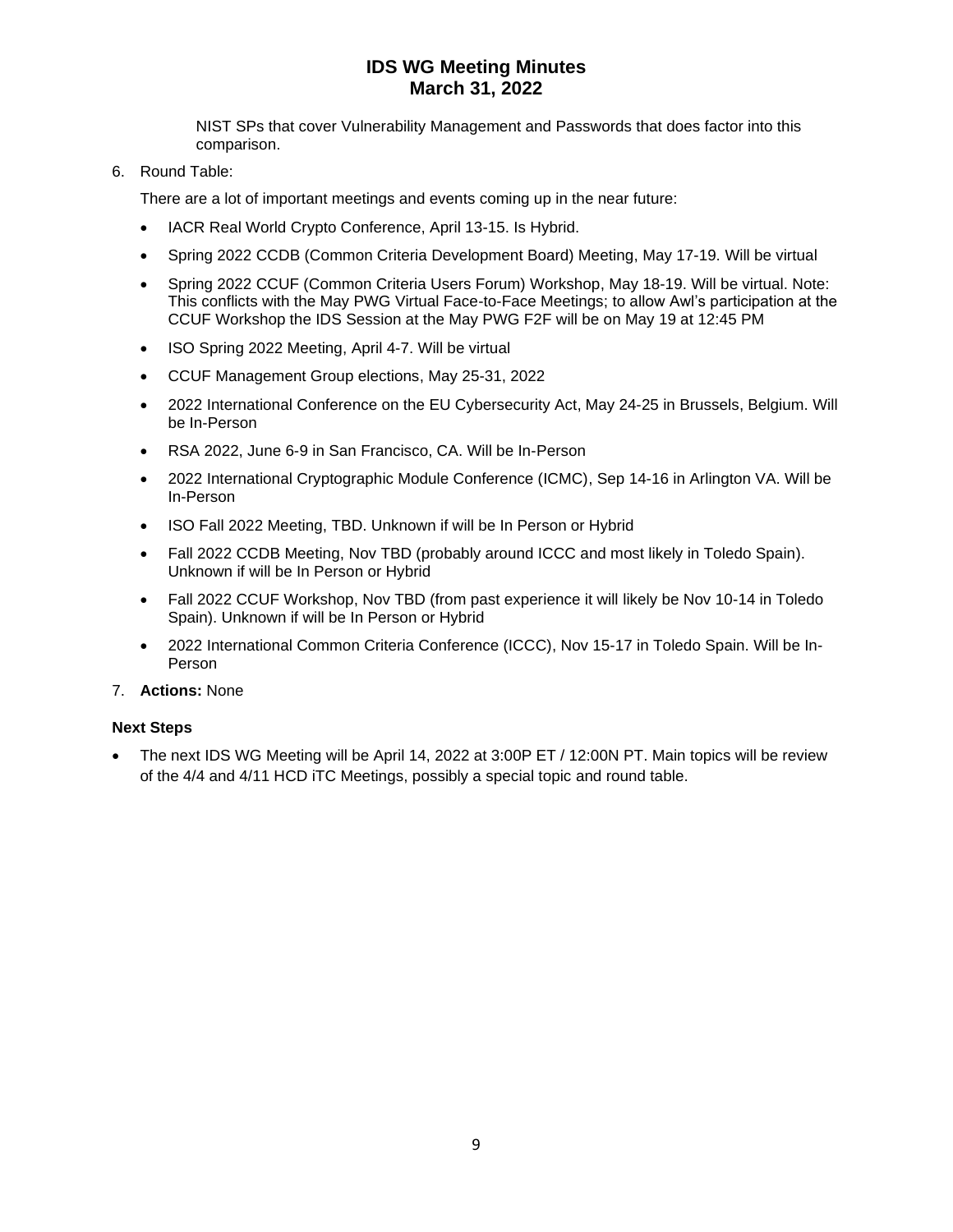NIST SPs that cover Vulnerability Management and Passwords that does factor into this comparison.

6. Round Table:

   There are a lot of important meetings and events coming up in the near future:

   - IACR Real World Crypto Conference, April 13-15. Is Hybrid.
   - Spring 2022 CCDB (Common Criteria Development Board) Meeting, May 17-19. Will be virtual
   - Spring 2022 CCUF (Common Criteria Users Forum) Workshop, May 18-19. Will be virtual. Note: This conflicts with the May PWG Virtual Face-to-Face Meetings; to allow Awl's participation at the CCUF Workshop the IDS Session at the May PWG F2F will be on May 19 at 12:45 PM
   - ISO Spring 2022 Meeting, April 4-7. Will be virtual
   - CCUF Management Group elections, May 25-31, 2022
   - 2022 International Conference on the EU Cybersecurity Act, May 24-25 in Brussels, Belgium. Will be In-Person
   - RSA 2022, June 6-9 in San Francisco, CA. Will be In-Person
   - 2022 International Cryptographic Module Conference (ICMC), Sep 14-16 in Arlington VA. Will be In-Person
   - ISO Fall 2022 Meeting, TBD. Unknown if will be In Person or Hybrid
   - Fall 2022 CCDB Meeting, Nov TBD (probably around ICCC and most likely in Toledo Spain). Unknown if will be In Person or Hybrid
   - Fall 2022 CCUF Workshop, Nov TBD (from past experience it will likely be Nov 10-14 in Toledo Spain). Unknown if will be In Person or Hybrid
   - 2022 International Common Criteria Conference (ICCC), Nov 15-17 in Toledo Spain. Will be In-Person

7. **Actions:** None

**Next Steps**

- The next IDS WG Meeting will be April 14, 2022 at 3:00P ET / 12:00N PT. Main topics will be review of the 4/4 and 4/11 HCD iTC Meetings, possibly a special topic and round table.